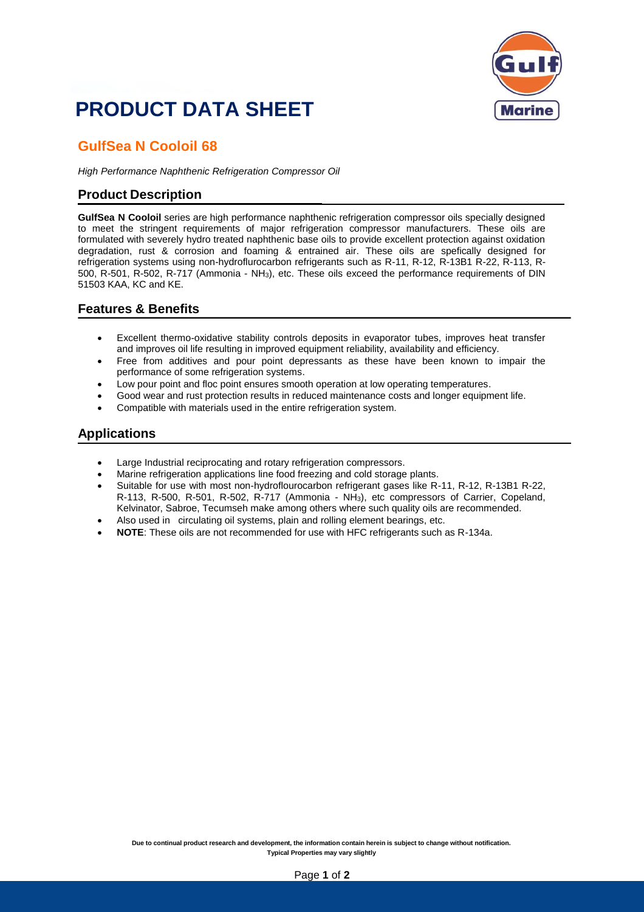# PRODUCT DATA SHEET

## GulfSea N Cooloil 68

*High Performance Naphthenic Refrigeration Compressor Oil*

### Product Description

**GulfSea N Cooloil** series are high performance naphthenic refrigeration compressor oils specially designed to meet the stringent requirements of major refrigeration compressor manufacturers. These oils are formulated with severely hydro treated naphthenic base oils to provide excellent protection against oxidation degradation, rust & corrosion and foaming & entrained air. These oils are spefically designed for refrigeration systems using non-hydroflurocarbon refrigerants such as R-11, R-12, R-13B1 R-22, R-113, R-500, R-501, R-502, R-717 (Ammonia - $NH_3$), etc. These oils exceed the performance requirements of DIN 51503 KAA, KC and KE.

### Features & Benefits

- Excellent thermo-oxidative stability controls deposits in evaporator tubes, improves heat transfer and improves oil life resulting in improved equipment reliability, availability and efficiency.
- Free from additives and pour point depressants as these have been known to impair the performance of some refrigeration systems.
- Low pour point and floc point ensures smooth operation at low operating temperatures.
- Good wear and rust protection results in reduced maintenance costs and longer equipment life.
- Compatible with materials used in the entire refrigeration system.

### Applications

- Large Industrial reciprocating and rotary refrigeration compressors.
- Marine refrigeration applications line food freezing and cold storage plants.
- Suitable for use with most non-hydroflourocarbon refrigerant gases like R-11, R-12, R-13B1 R-22, R-113, R-500, R-501, R-502, R-717 (Ammonia - $NH_3$), etc compressors of Carrier, Copeland, Kelvinator, Sabroe, Tecumseh make among others where such quality oils are recommended.
- Also used in circulating oil systems, plain and rolling element bearings, etc.
- **NOTE**: These oils are not recommended for use with HFC refrigerants such as R-134a.

**Due to continual product research and development, the information contain herein is subject to change without notification.**
**Typical Properties may vary slightly**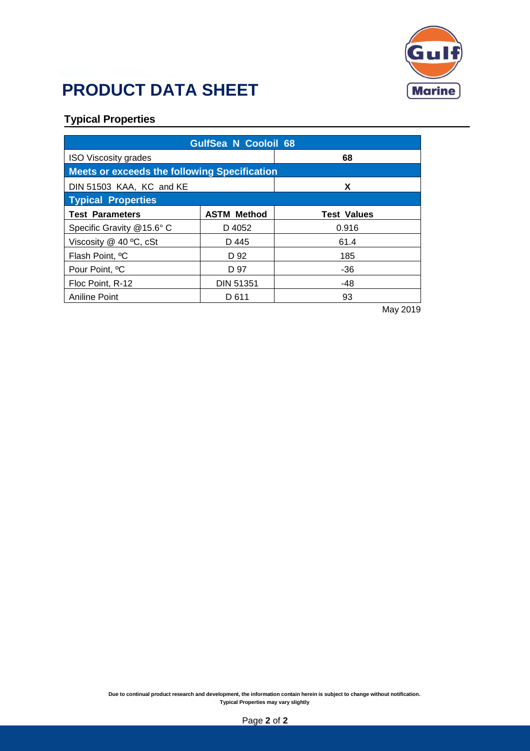# PRODUCT DATA SHEET

## Typical Properties

| GulfSea N Cooloil 68 | | |
|---|---|---|
| ISO Viscosity grades | | **68** |
| **Meets or exceeds the following Specification** | | |
| DIN 51503 KAA, KC and KE | | **X** |
| **Typical Properties** | | |
| **Test Parameters** | **ASTM Method** | **Test Values** |
| Specific Gravity @15.6° C | D 4052 | 0.916 |
| Viscosity @ 40 ºC, cSt | D 445 | 61.4 |
| Flash Point, ºC | D 92 | 185 |
| Pour Point, ºC | D 97 | -36 |
| Floc Point, R-12 | DIN 51351 | -48 |
| Aniline Point | D 611 | 93 |

May 2019

**Due to continual product research and development, the information contain herein is subject to change without notification.**
**Typical Properties may vary slightly**